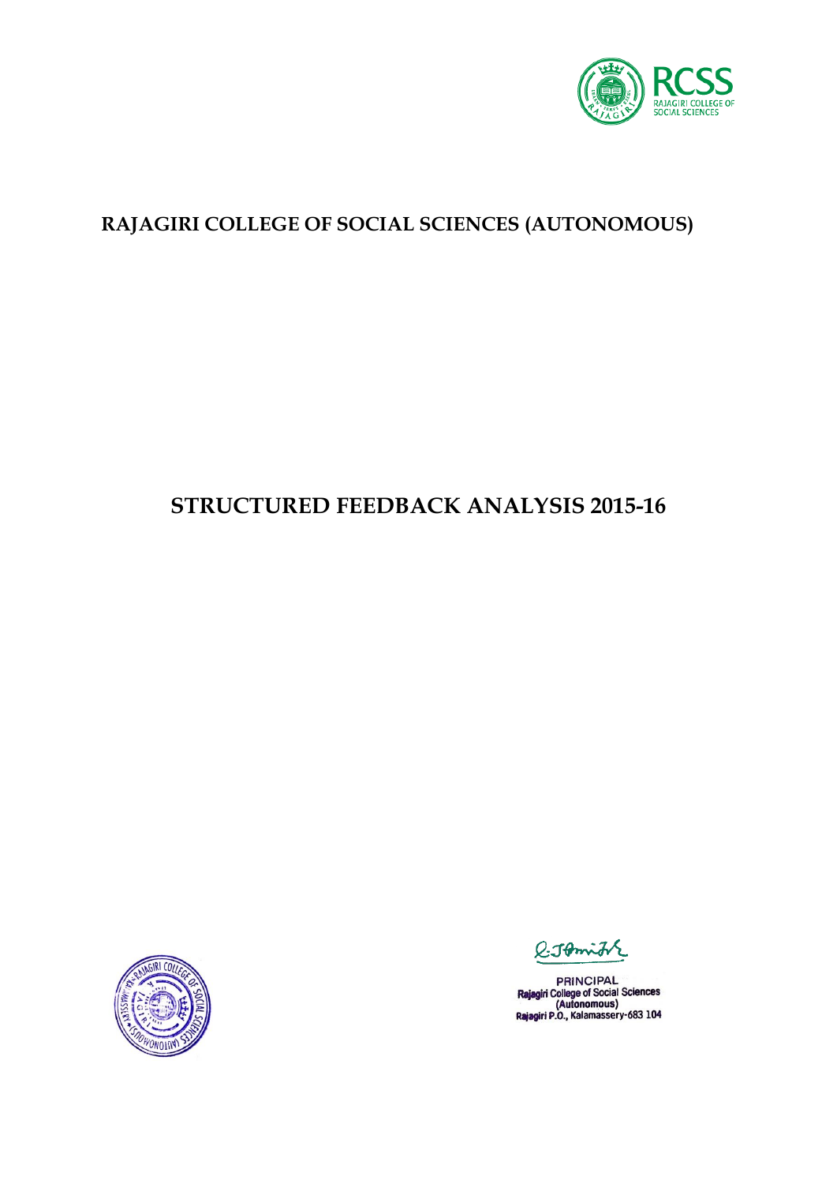RCSS
RAJAGIRI COLLEGE OF SOCIAL SCIENCES

# RAJAGIRI COLLEGE OF SOCIAL SCIENCES (AUTONOMOUS)

# STRUCTURED FEEDBACK ANALYSIS 2015-16

PRINCIPAL
Rajagiri College of Social Sciences
(Autonomous)
Rajagiri P.O., Kalamassery-683 104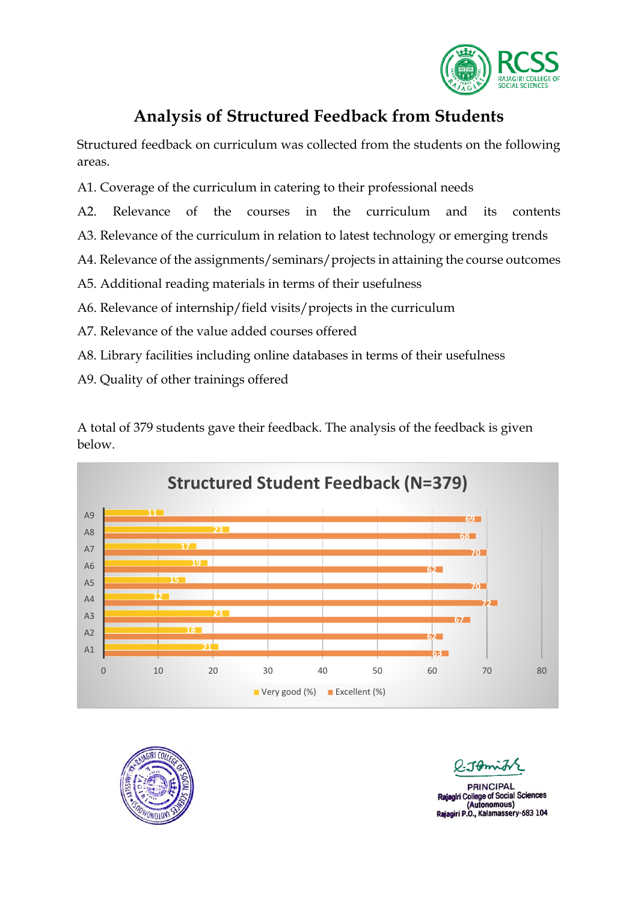# Analysis of Structured Feedback from Students

Structured feedback on curriculum was collected from the students on the following areas.

A1. Coverage of the curriculum in catering to their professional needs

A2. Relevance of the courses in the curriculum and its contents

A3. Relevance of the curriculum in relation to latest technology or emerging trends

A4. Relevance of the assignments/seminars/projects in attaining the course outcomes

A5. Additional reading materials in terms of their usefulness

A6. Relevance of internship/field visits/projects in the curriculum

A7. Relevance of the value added courses offered

A8. Library facilities including online databases in terms of their usefulness

A9. Quality of other trainings offered

A total of 379 students gave their feedback. The analysis of the feedback is given below.

**Structured Student Feedback (N=379)**

| Area | Very good (%) | Excellent (%) |
|---|---|---|
| A1 | 21 | 63 |
| A2 | 18 | 62 |
| A3 | 23 | 67 |
| A4 | 12 | 72 |
| A5 | 15 | 70 |
| A6 | 19 | 62 |
| A7 | 17 | 70 |
| A8 | 23 | 68 |
| A9 | 11 | 69 |

PRINCIPAL
Rajagiri College of Social Sciences
(Autonomous)
Rajagiri P.O., Kalamassery-683 104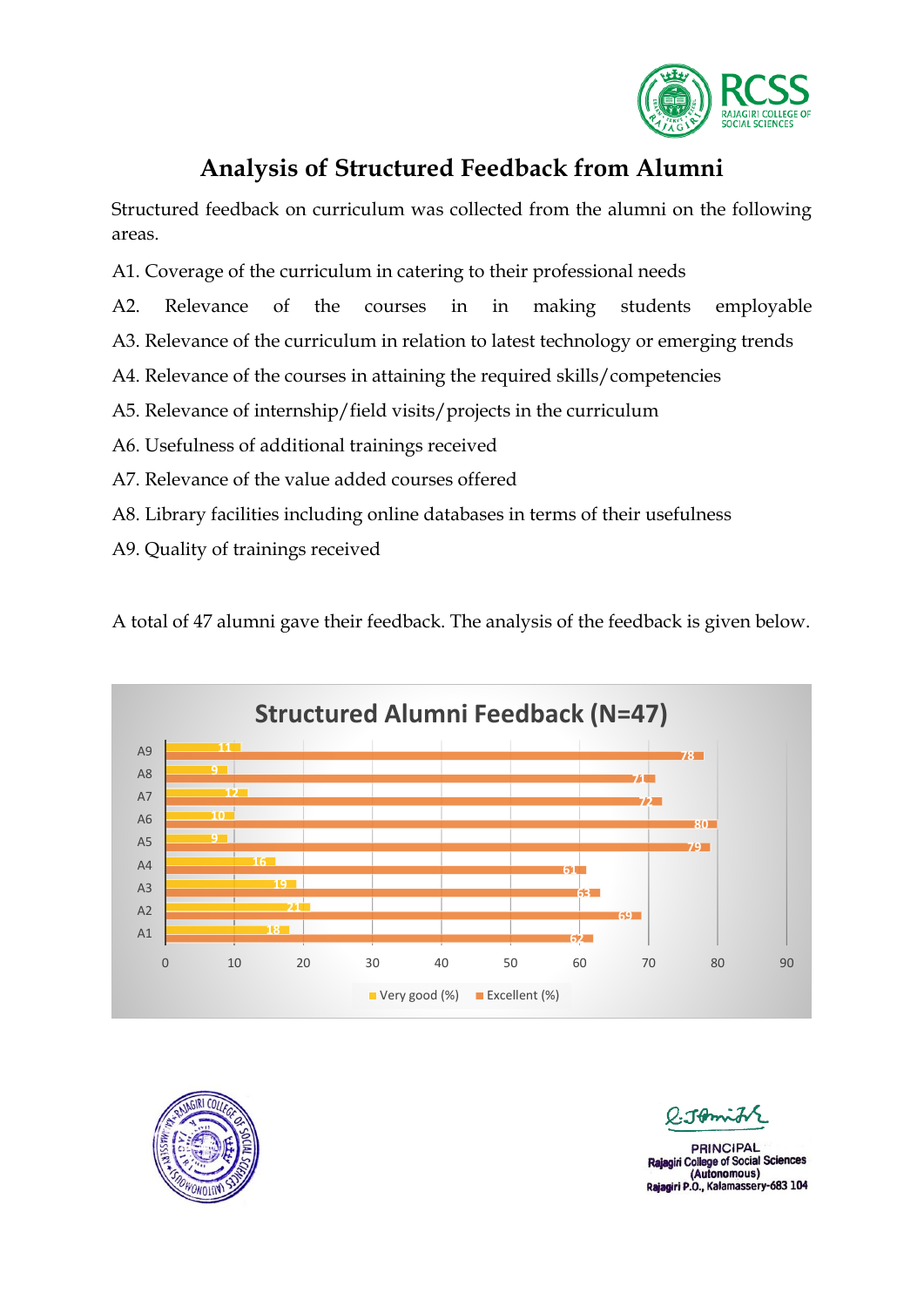# Analysis of Structured Feedback from Alumni

Structured feedback on curriculum was collected from the alumni on the following areas.

A1. Coverage of the curriculum in catering to their professional needs

A2. Relevance of the courses in in making students employable

A3. Relevance of the curriculum in relation to latest technology or emerging trends

A4. Relevance of the courses in attaining the required skills/competencies

A5. Relevance of internship/field visits/projects in the curriculum

A6. Usefulness of additional trainings received

A7. Relevance of the value added courses offered

A8. Library facilities including online databases in terms of their usefulness

A9. Quality of trainings received

A total of 47 alumni gave their feedback. The analysis of the feedback is given below.

**Structured Alumni Feedback (N=47)**

| | Very good (%) | Excellent (%) |
|---|---|---|
| A9 | 11 | 78 |
| A8 | 9 | 71 |
| A7 | 12 | 72 |
| A6 | 10 | 80 |
| A5 | 9 | 79 |
| A4 | 16 | 61 |
| A3 | 19 | 63 |
| A2 | 21 | 69 |
| A1 | 18 | 62 |

PRINCIPAL
Rajagiri College of Social Sciences
(Autonomous)
Rajagiri P.O., Kalamassery-683 104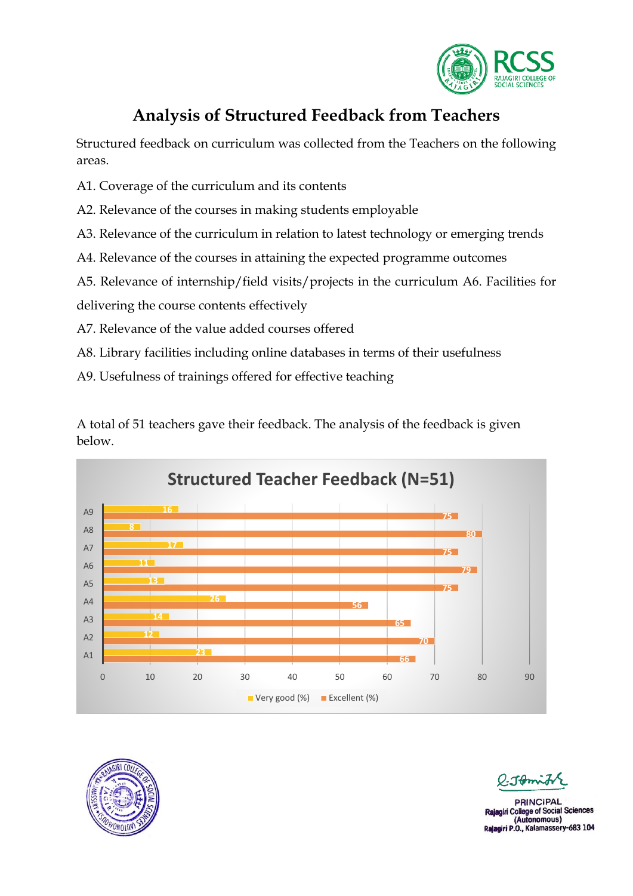# Analysis of Structured Feedback from Teachers

Structured feedback on curriculum was collected from the Teachers on the following areas.

A1. Coverage of the curriculum and its contents

A2. Relevance of the courses in making students employable

A3. Relevance of the curriculum in relation to latest technology or emerging trends

A4. Relevance of the courses in attaining the expected programme outcomes

A5. Relevance of internship/field visits/projects in the curriculum A6. Facilities for delivering the course contents effectively

A7. Relevance of the value added courses offered

A8. Library facilities including online databases in terms of their usefulness

A9. Usefulness of trainings offered for effective teaching

A total of 51 teachers gave their feedback. The analysis of the feedback is given below.

**Structured Teacher Feedback (N=51)**

| | Very good (%) | Excellent (%) |
|---|---|---|
| A9 | 16 | 75 |
| A8 | 8 | 80 |
| A7 | 17 | 75 |
| A6 | 11 | 79 |
| A5 | 13 | 75 |
| A4 | 26 | 56 |
| A3 | 14 | 65 |
| A2 | 12 | 70 |
| A1 | 23 | 66 |

PRINCIPAL
Rajagiri College of Social Sciences
(Autonomous)
Rajagiri P.O., Kalamassery-683 104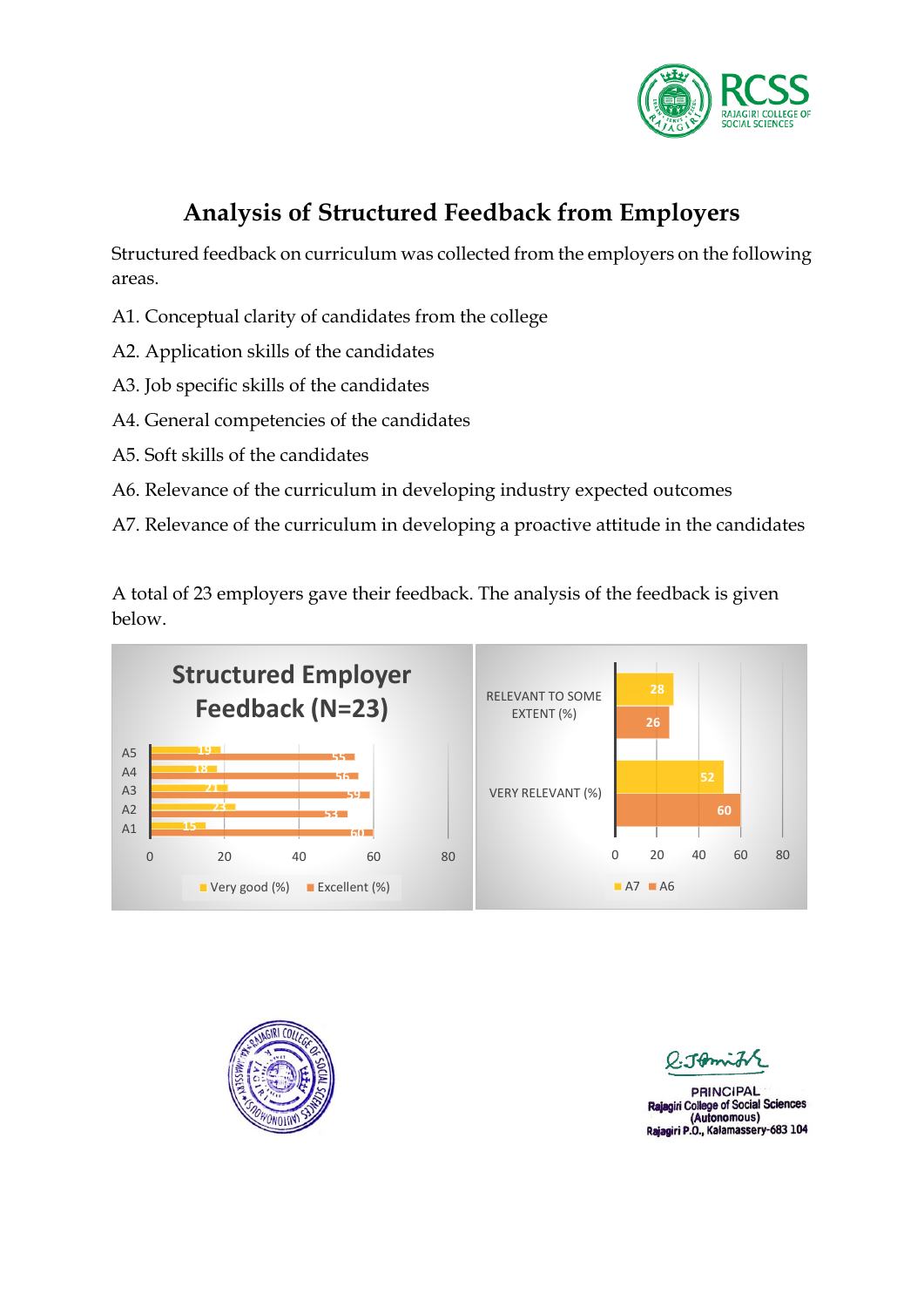# Analysis of Structured Feedback from Employers

Structured feedback on curriculum was collected from the employers on the following areas.

A1. Conceptual clarity of candidates from the college

A2. Application skills of the candidates

A3. Job specific skills of the candidates

A4. General competencies of the candidates

A5. Soft skills of the candidates

A6. Relevance of the curriculum in developing industry expected outcomes

A7. Relevance of the curriculum in developing a proactive attitude in the candidates

A total of 23 employers gave their feedback. The analysis of the feedback is given below.

**Structured Employer Feedback (N=23)**

| | Very good (%) | Excellent (%) |
|---|---|---|
| A5 | 19 | 55 |
| A4 | 18 | 56 |
| A3 | 21 | 59 |
| A2 | 23 | 53 |
| A1 | 15 | 60 |

| | A7 | A6 |
|---|---|---|
| RELEVANT TO SOME EXTENT (%) | 28 | 26 |
| VERY RELEVANT (%) | 52 | 60 |

PRINCIPAL
Rajagiri College of Social Sciences
(Autonomous)
Rajagiri P.O., Kalamassery-683 104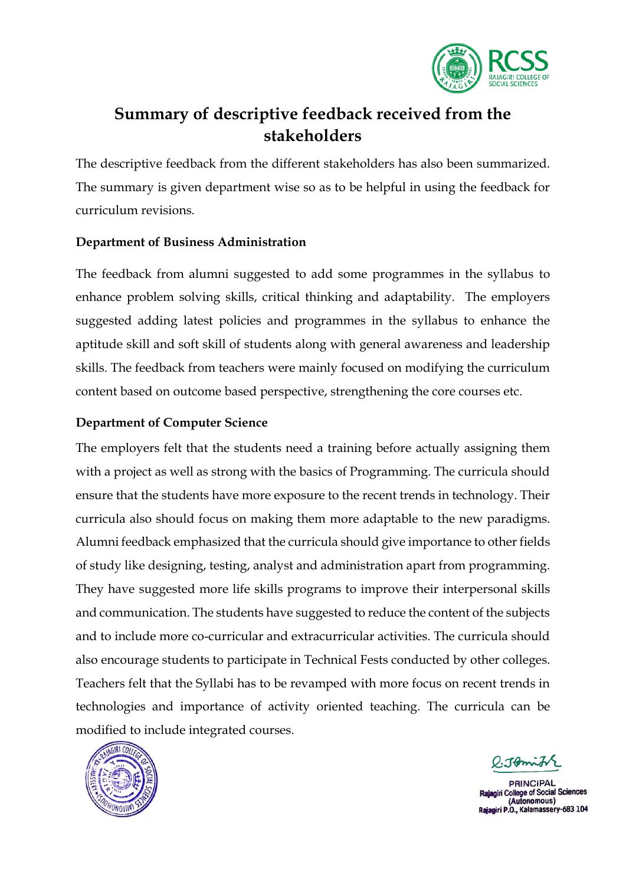# Summary of descriptive feedback received from the stakeholders

The descriptive feedback from the different stakeholders has also been summarized. The summary is given department wise so as to be helpful in using the feedback for curriculum revisions.

**Department of Business Administration**

The feedback from alumni suggested to add some programmes in the syllabus to enhance problem solving skills, critical thinking and adaptability. The employers suggested adding latest policies and programmes in the syllabus to enhance the aptitude skill and soft skill of students along with general awareness and leadership skills. The feedback from teachers were mainly focused on modifying the curriculum content based on outcome based perspective, strengthening the core courses etc.

**Department of Computer Science**

The employers felt that the students need a training before actually assigning them with a project as well as strong with the basics of Programming. The curricula should ensure that the students have more exposure to the recent trends in technology. Their curricula also should focus on making them more adaptable to the new paradigms. Alumni feedback emphasized that the curricula should give importance to other fields of study like designing, testing, analyst and administration apart from programming. They have suggested more life skills programs to improve their interpersonal skills and communication. The students have suggested to reduce the content of the subjects and to include more co-curricular and extracurricular activities. The curricula should also encourage students to participate in Technical Fests conducted by other colleges. Teachers felt that the Syllabi has to be revamped with more focus on recent trends in technologies and importance of activity oriented teaching. The curricula can be modified to include integrated courses.

PRINCIPAL
Rajagiri College of Social Sciences
(Autonomous)
Rajagiri P.O., Kalamassery-683 104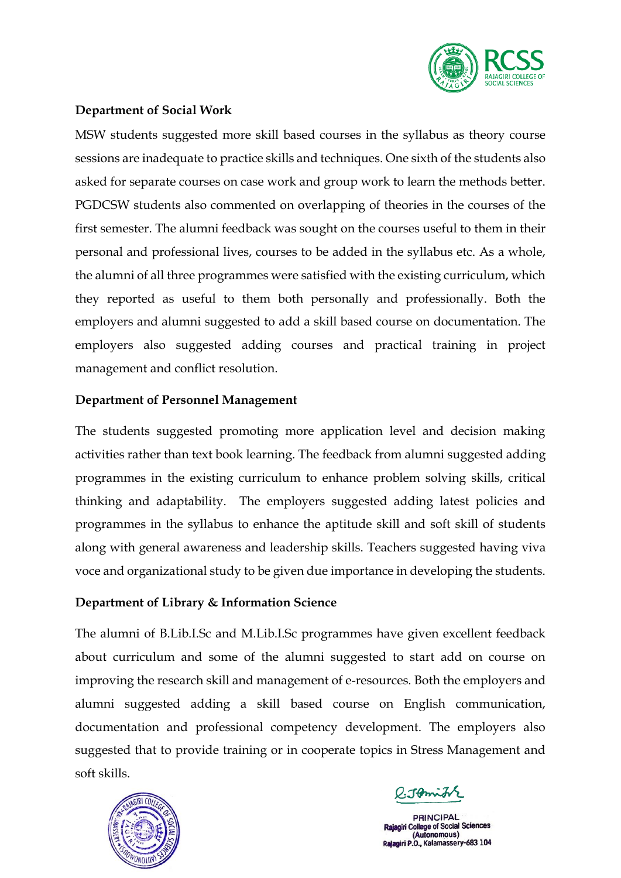**Department of Social Work**

MSW students suggested more skill based courses in the syllabus as theory course sessions are inadequate to practice skills and techniques. One sixth of the students also asked for separate courses on case work and group work to learn the methods better. PGDCSW students also commented on overlapping of theories in the courses of the first semester. The alumni feedback was sought on the courses useful to them in their personal and professional lives, courses to be added in the syllabus etc. As a whole, the alumni of all three programmes were satisfied with the existing curriculum, which they reported as useful to them both personally and professionally. Both the employers and alumni suggested to add a skill based course on documentation. The employers also suggested adding courses and practical training in project management and conflict resolution.

**Department of Personnel Management**

The students suggested promoting more application level and decision making activities rather than text book learning. The feedback from alumni suggested adding programmes in the existing curriculum to enhance problem solving skills, critical thinking and adaptability. The employers suggested adding latest policies and programmes in the syllabus to enhance the aptitude skill and soft skill of students along with general awareness and leadership skills. Teachers suggested having viva voce and organizational study to be given due importance in developing the students.

**Department of Library & Information Science**

The alumni of B.Lib.I.Sc and M.Lib.I.Sc programmes have given excellent feedback about curriculum and some of the alumni suggested to start add on course on improving the research skill and management of e-resources. Both the employers and alumni suggested adding a skill based course on English communication, documentation and professional competency development. The employers also suggested that to provide training or in cooperate topics in Stress Management and soft skills.

PRINCIPAL
Rajagiri College of Social Sciences
(Autonomous)
Rajagiri P.O., Kalamassery-683 104